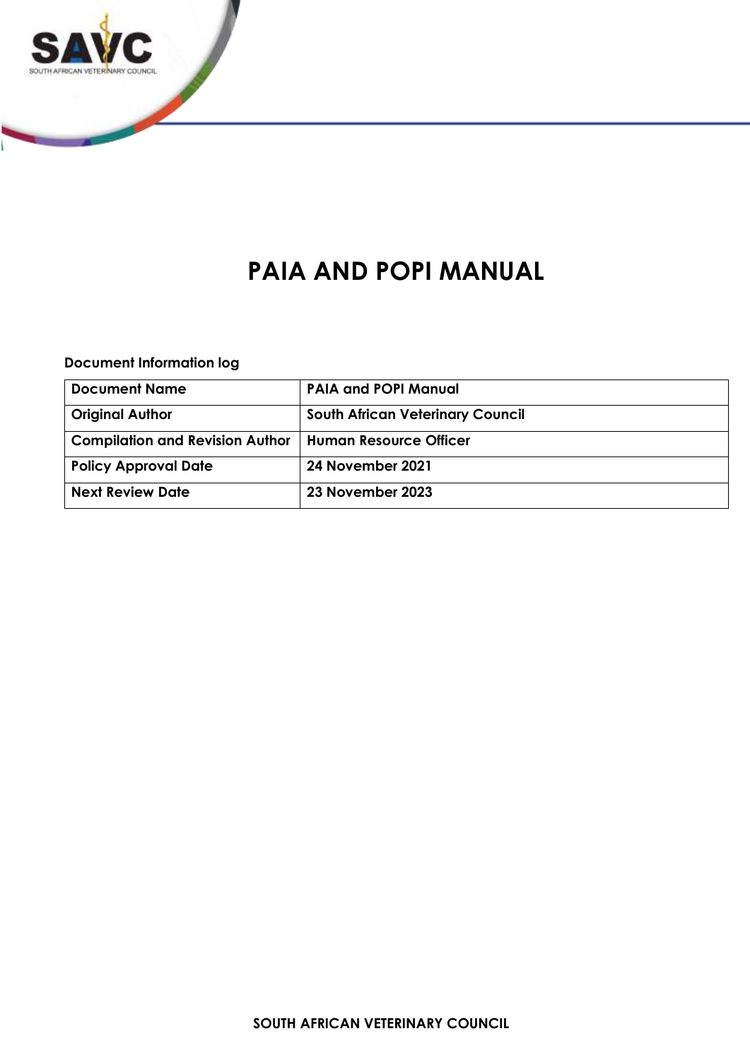# PAIA AND POPI MANUAL

**Document Information log**

| Document Name | PAIA and POPI Manual |
|---|---|
| Original Author | South African Veterinary Council |
| Compilation and Revision Author | Human Resource Officer |
| Policy Approval Date | 24 November 2021 |
| Next Review Date | 23 November 2023 |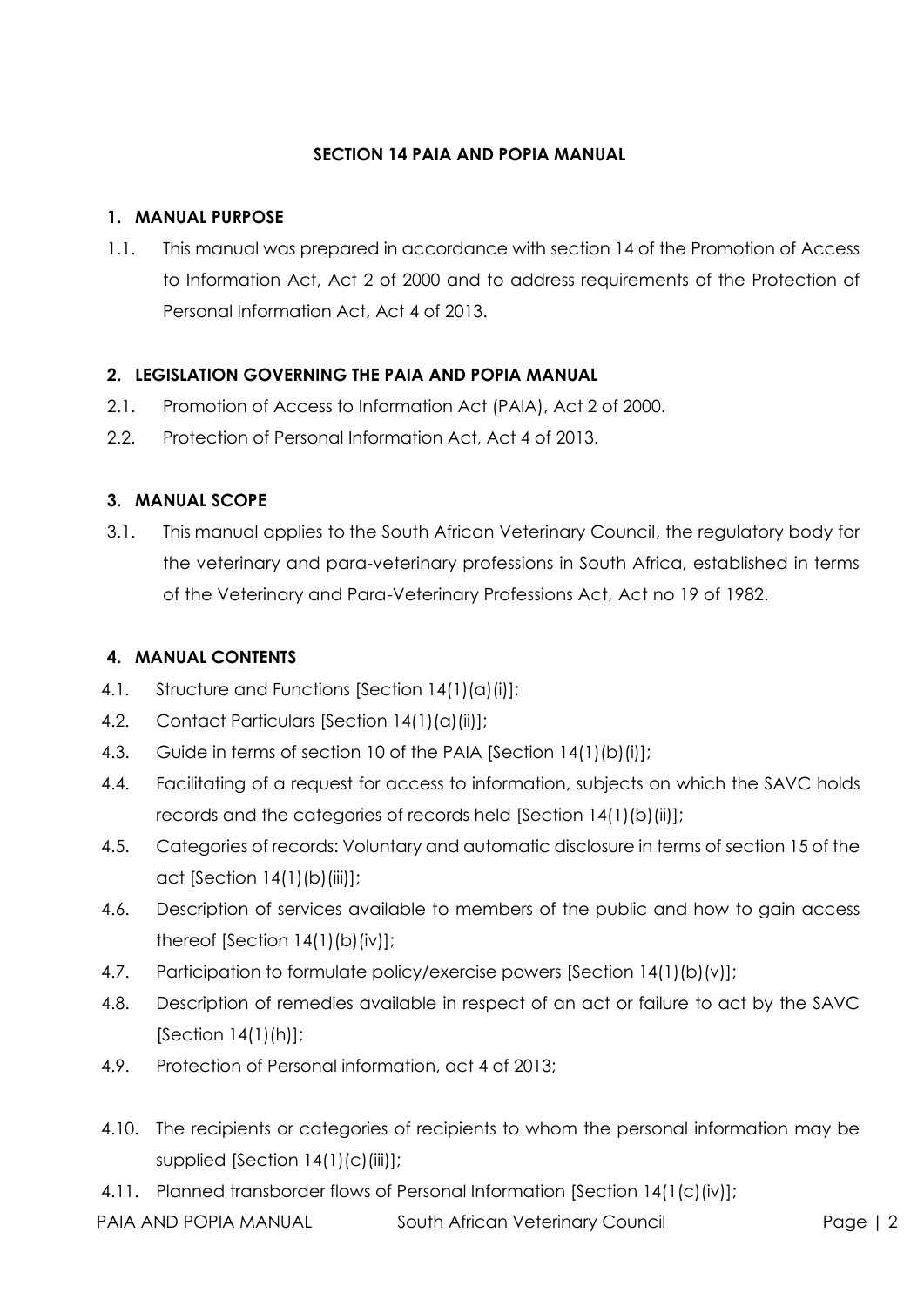## SECTION 14 PAIA AND POPIA MANUAL

### 1. MANUAL PURPOSE

1.1. This manual was prepared in accordance with section 14 of the Promotion of Access to Information Act, Act 2 of 2000 and to address requirements of the Protection of Personal Information Act, Act 4 of 2013.

### 2. LEGISLATION GOVERNING THE PAIA AND POPIA MANUAL

2.1. Promotion of Access to Information Act (PAIA), Act 2 of 2000.

2.2. Protection of Personal Information Act, Act 4 of 2013.

### 3. MANUAL SCOPE

3.1. This manual applies to the South African Veterinary Council, the regulatory body for the veterinary and para-veterinary professions in South Africa, established in terms of the Veterinary and Para-Veterinary Professions Act, Act no 19 of 1982.

### 4. MANUAL CONTENTS

4.1. Structure and Functions [Section 14(1)(a)(i)];

4.2. Contact Particulars [Section 14(1)(a)(ii)];

4.3. Guide in terms of section 10 of the PAIA [Section 14(1)(b)(i)];

4.4. Facilitating of a request for access to information, subjects on which the SAVC holds records and the categories of records held [Section 14(1)(b)(ii)];

4.5. Categories of records: Voluntary and automatic disclosure in terms of section 15 of the act [Section 14(1)(b)(iii)];

4.6. Description of services available to members of the public and how to gain access thereof [Section 14(1)(b)(iv)];

4.7. Participation to formulate policy/exercise powers [Section 14(1)(b)(v)];

4.8. Description of remedies available in respect of an act or failure to act by the SAVC [Section 14(1)(h)];

4.9. Protection of Personal information, act 4 of 2013;

4.10. The recipients or categories of recipients to whom the personal information may be supplied [Section 14(1)(c)(iii)];

4.11. Planned transborder flows of Personal Information [Section 14(1(c)(iv)];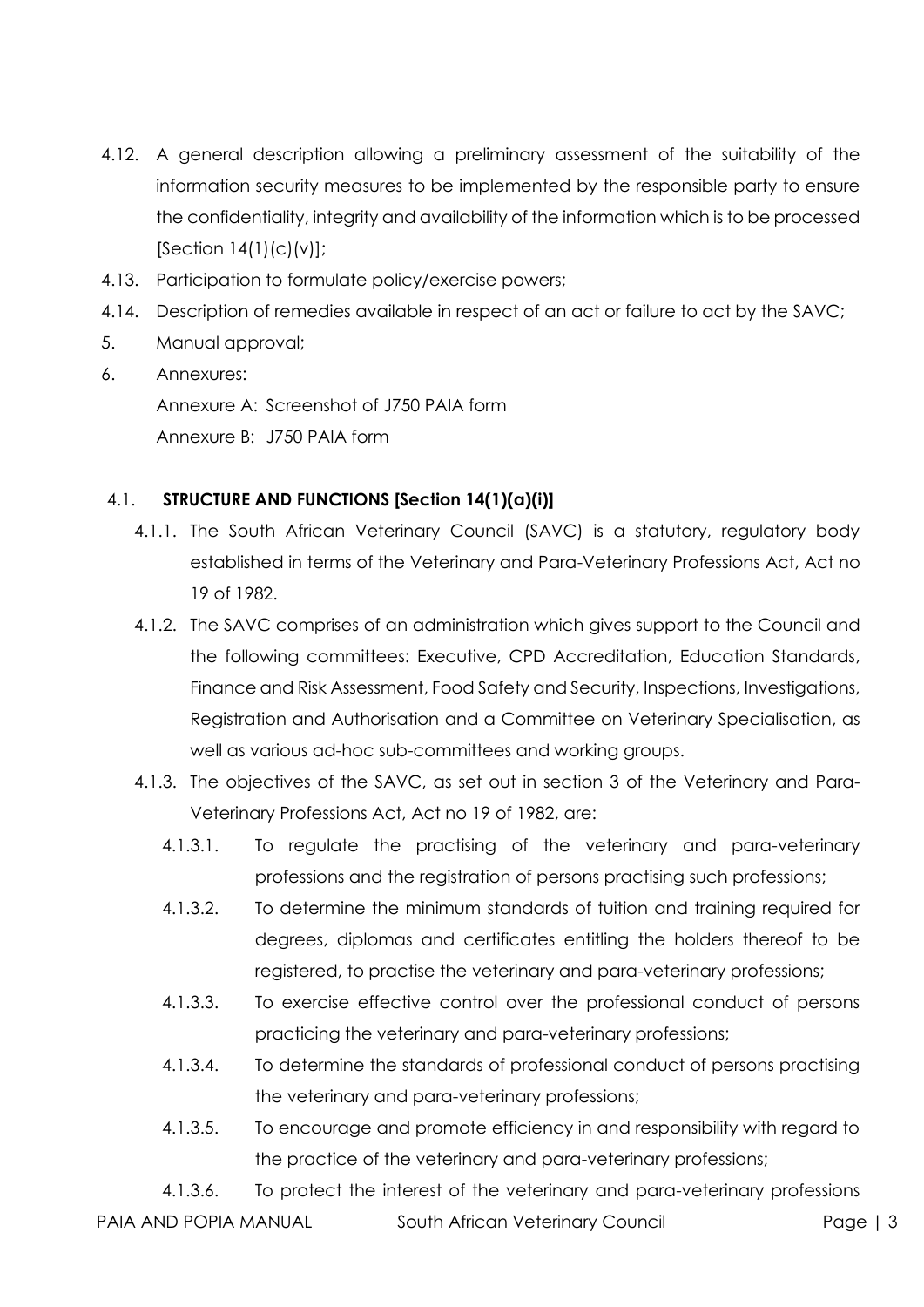4.12. A general description allowing a preliminary assessment of the suitability of the information security measures to be implemented by the responsible party to ensure the confidentiality, integrity and availability of the information which is to be processed [Section 14(1)(c)(v)];

4.13. Participation to formulate policy/exercise powers;

4.14. Description of remedies available in respect of an act or failure to act by the SAVC;

5. Manual approval;

6. Annexures:

   Annexure A: Screenshot of J750 PAIA form

   Annexure B: J750 PAIA form

## 4.1. STRUCTURE AND FUNCTIONS [Section 14(1)(a)(i)]

4.1.1. The South African Veterinary Council (SAVC) is a statutory, regulatory body established in terms of the Veterinary and Para-Veterinary Professions Act, Act no 19 of 1982.

4.1.2. The SAVC comprises of an administration which gives support to the Council and the following committees: Executive, CPD Accreditation, Education Standards, Finance and Risk Assessment, Food Safety and Security, Inspections, Investigations, Registration and Authorisation and a Committee on Veterinary Specialisation, as well as various ad-hoc sub-committees and working groups.

4.1.3. The objectives of the SAVC, as set out in section 3 of the Veterinary and Para-Veterinary Professions Act, Act no 19 of 1982, are:

4.1.3.1. To regulate the practising of the veterinary and para-veterinary professions and the registration of persons practising such professions;

4.1.3.2. To determine the minimum standards of tuition and training required for degrees, diplomas and certificates entitling the holders thereof to be registered, to practise the veterinary and para-veterinary professions;

4.1.3.3. To exercise effective control over the professional conduct of persons practicing the veterinary and para-veterinary professions;

4.1.3.4. To determine the standards of professional conduct of persons practising the veterinary and para-veterinary professions;

4.1.3.5. To encourage and promote efficiency in and responsibility with regard to the practice of the veterinary and para-veterinary professions;

4.1.3.6. To protect the interest of the veterinary and para-veterinary professions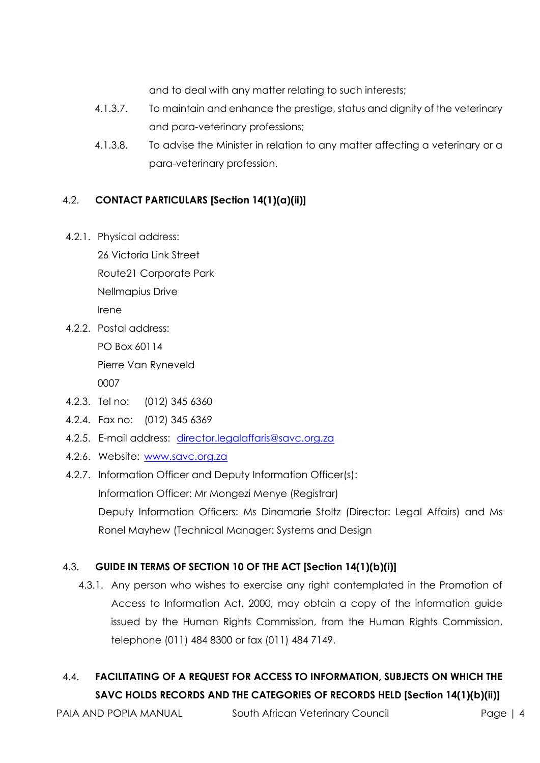and to deal with any matter relating to such interests;

4.1.3.7. To maintain and enhance the prestige, status and dignity of the veterinary and para-veterinary professions;

4.1.3.8. To advise the Minister in relation to any matter affecting a veterinary or a para-veterinary profession.

## 4.2. CONTACT PARTICULARS [Section 14(1)(a)(ii)]

4.2.1. Physical address:
26 Victoria Link Street
Route21 Corporate Park
Nellmapius Drive
Irene

4.2.2. Postal address:
PO Box 60114
Pierre Van Ryneveld
0007

4.2.3. Tel no: (012) 345 6360

4.2.4. Fax no: (012) 345 6369

4.2.5. E-mail address: director.legalaffaris@savc.org.za

4.2.6. Website: www.savc.org.za

4.2.7. Information Officer and Deputy Information Officer(s):
Information Officer: Mr Mongezi Menye (Registrar)
Deputy Information Officers: Ms Dinamarie Stoltz (Director: Legal Affairs) and Ms Ronel Mayhew (Technical Manager: Systems and Design

## 4.3. GUIDE IN TERMS OF SECTION 10 OF THE ACT [Section 14(1)(b)(i)]

4.3.1. Any person who wishes to exercise any right contemplated in the Promotion of Access to Information Act, 2000, may obtain a copy of the information guide issued by the Human Rights Commission, from the Human Rights Commission, telephone (011) 484 8300 or fax (011) 484 7149.

## 4.4. FACILITATING OF A REQUEST FOR ACCESS TO INFORMATION, SUBJECTS ON WHICH THE SAVC HOLDS RECORDS AND THE CATEGORIES OF RECORDS HELD [Section 14(1)(b)(ii)]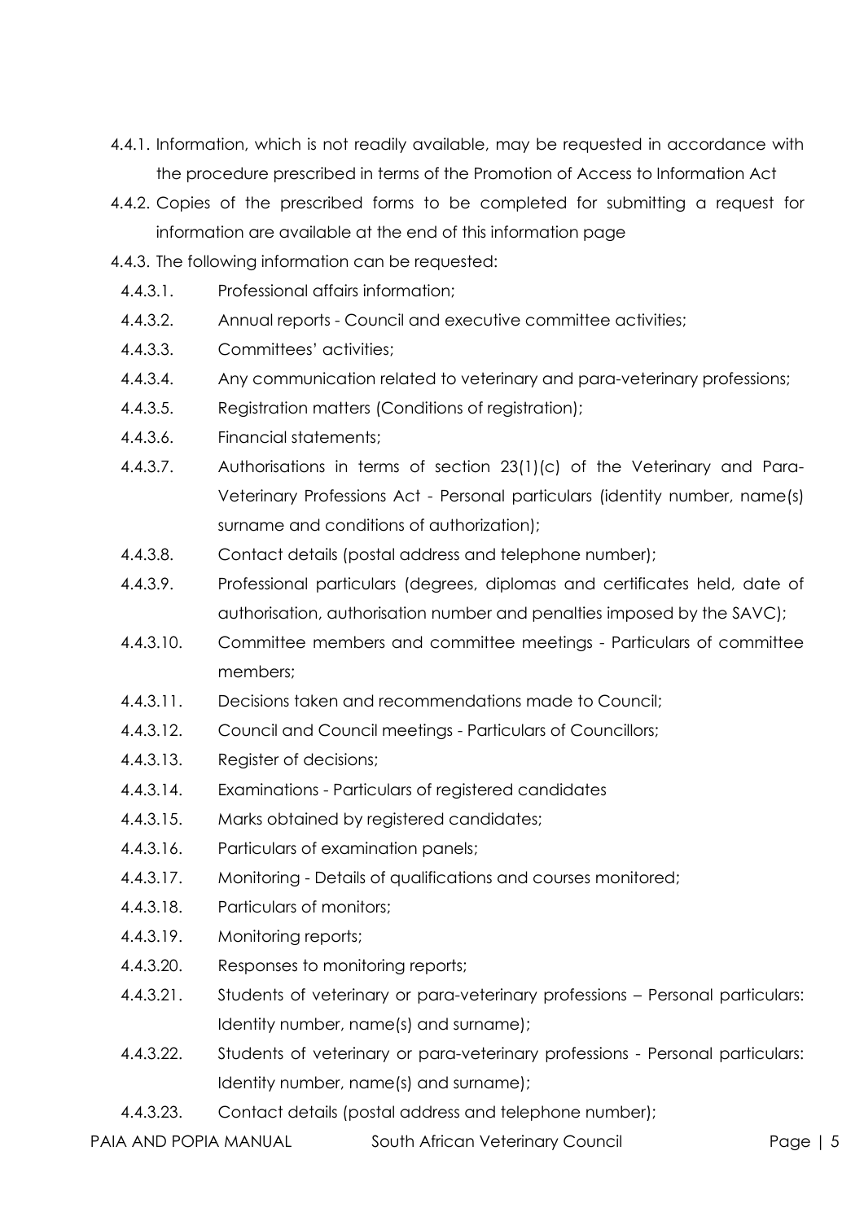4.4.1. Information, which is not readily available, may be requested in accordance with the procedure prescribed in terms of the Promotion of Access to Information Act

4.4.2. Copies of the prescribed forms to be completed for submitting a request for information are available at the end of this information page

4.4.3. The following information can be requested:

- 4.4.3.1. Professional affairs information;
- 4.4.3.2. Annual reports - Council and executive committee activities;
- 4.4.3.3. Committees' activities;
- 4.4.3.4. Any communication related to veterinary and para-veterinary professions;
- 4.4.3.5. Registration matters (Conditions of registration);
- 4.4.3.6. Financial statements;
- 4.4.3.7. Authorisations in terms of section 23(1)(c) of the Veterinary and Para-Veterinary Professions Act - Personal particulars (identity number, name(s) surname and conditions of authorization);
- 4.4.3.8. Contact details (postal address and telephone number);
- 4.4.3.9. Professional particulars (degrees, diplomas and certificates held, date of authorisation, authorisation number and penalties imposed by the SAVC);
- 4.4.3.10. Committee members and committee meetings - Particulars of committee members;
- 4.4.3.11. Decisions taken and recommendations made to Council;
- 4.4.3.12. Council and Council meetings - Particulars of Councillors;
- 4.4.3.13. Register of decisions;
- 4.4.3.14. Examinations - Particulars of registered candidates
- 4.4.3.15. Marks obtained by registered candidates;
- 4.4.3.16. Particulars of examination panels;
- 4.4.3.17. Monitoring - Details of qualifications and courses monitored;
- 4.4.3.18. Particulars of monitors;
- 4.4.3.19. Monitoring reports;
- 4.4.3.20. Responses to monitoring reports;
- 4.4.3.21. Students of veterinary or para-veterinary professions – Personal particulars: Identity number, name(s) and surname);
- 4.4.3.22. Students of veterinary or para-veterinary professions - Personal particulars: Identity number, name(s) and surname);
- 4.4.3.23. Contact details (postal address and telephone number);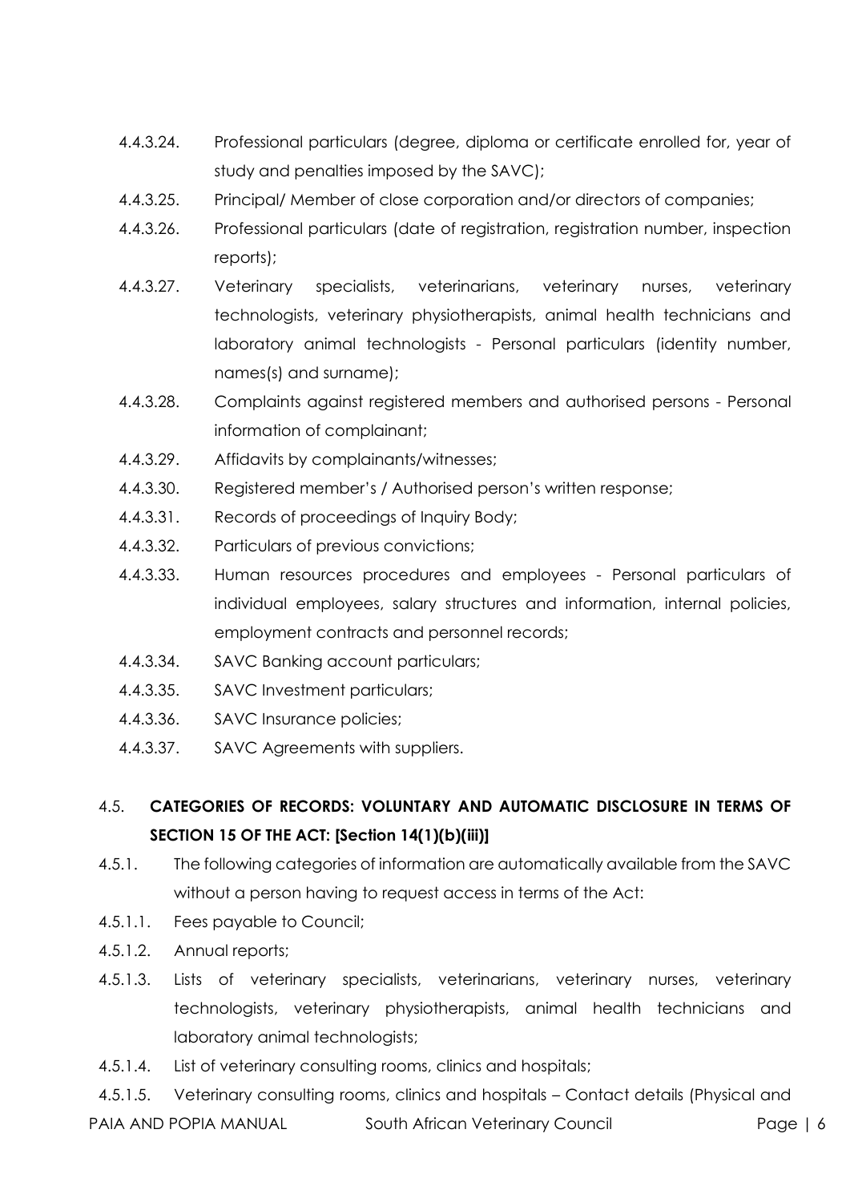4.4.3.24. Professional particulars (degree, diploma or certificate enrolled for, year of study and penalties imposed by the SAVC);

4.4.3.25. Principal/ Member of close corporation and/or directors of companies;

4.4.3.26. Professional particulars (date of registration, registration number, inspection reports);

4.4.3.27. Veterinary specialists, veterinarians, veterinary nurses, veterinary technologists, veterinary physiotherapists, animal health technicians and laboratory animal technologists - Personal particulars (identity number, names(s) and surname);

4.4.3.28. Complaints against registered members and authorised persons - Personal information of complainant;

4.4.3.29. Affidavits by complainants/witnesses;

4.4.3.30. Registered member's / Authorised person's written response;

4.4.3.31. Records of proceedings of Inquiry Body;

4.4.3.32. Particulars of previous convictions;

4.4.3.33. Human resources procedures and employees - Personal particulars of individual employees, salary structures and information, internal policies, employment contracts and personnel records;

4.4.3.34. SAVC Banking account particulars;

4.4.3.35. SAVC Investment particulars;

4.4.3.36. SAVC Insurance policies;

4.4.3.37. SAVC Agreements with suppliers.

## 4.5. CATEGORIES OF RECORDS: VOLUNTARY AND AUTOMATIC DISCLOSURE IN TERMS OF SECTION 15 OF THE ACT: [Section 14(1)(b)(iii)]

4.5.1. The following categories of information are automatically available from the SAVC without a person having to request access in terms of the Act:

4.5.1.1. Fees payable to Council;

4.5.1.2. Annual reports;

4.5.1.3. Lists of veterinary specialists, veterinarians, veterinary nurses, veterinary technologists, veterinary physiotherapists, animal health technicians and laboratory animal technologists;

4.5.1.4. List of veterinary consulting rooms, clinics and hospitals;

4.5.1.5. Veterinary consulting rooms, clinics and hospitals – Contact details (Physical and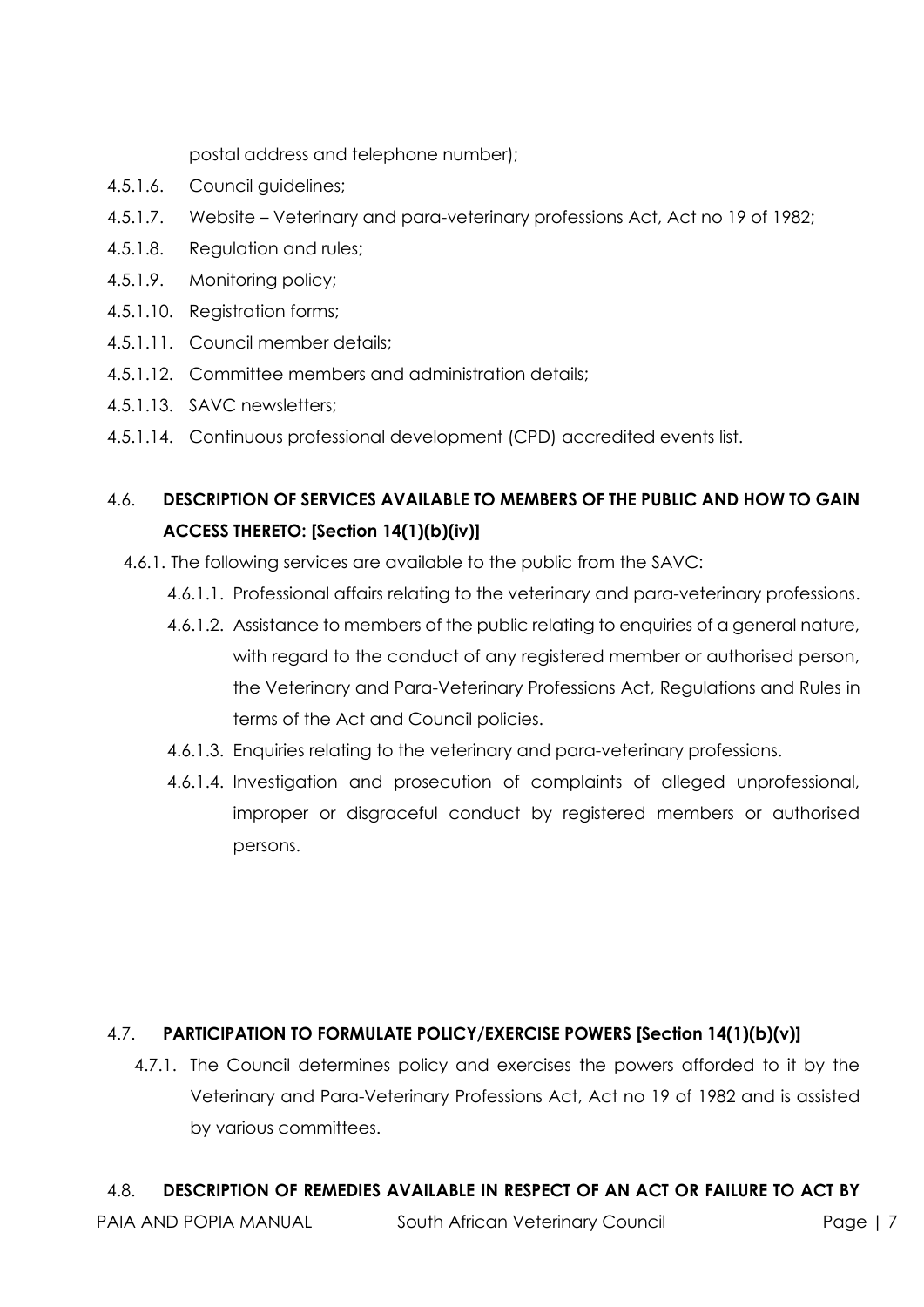postal address and telephone number);

- 4.5.1.6. Council guidelines;
- 4.5.1.7. Website – Veterinary and para-veterinary professions Act, Act no 19 of 1982;
- 4.5.1.8. Regulation and rules;
- 4.5.1.9. Monitoring policy;
- 4.5.1.10. Registration forms;
- 4.5.1.11. Council member details;
- 4.5.1.12. Committee members and administration details;
- 4.5.1.13. SAVC newsletters;
- 4.5.1.14. Continuous professional development (CPD) accredited events list.

## 4.6. DESCRIPTION OF SERVICES AVAILABLE TO MEMBERS OF THE PUBLIC AND HOW TO GAIN ACCESS THERETO: [Section 14(1)(b)(iv)]

4.6.1. The following services are available to the public from the SAVC:

- 4.6.1.1. Professional affairs relating to the veterinary and para-veterinary professions.
- 4.6.1.2. Assistance to members of the public relating to enquiries of a general nature, with regard to the conduct of any registered member or authorised person, the Veterinary and Para-Veterinary Professions Act, Regulations and Rules in terms of the Act and Council policies.
- 4.6.1.3. Enquiries relating to the veterinary and para-veterinary professions.
- 4.6.1.4. Investigation and prosecution of complaints of alleged unprofessional, improper or disgraceful conduct by registered members or authorised persons.

## 4.7. PARTICIPATION TO FORMULATE POLICY/EXERCISE POWERS [Section 14(1)(b)(v)]

4.7.1. The Council determines policy and exercises the powers afforded to it by the Veterinary and Para-Veterinary Professions Act, Act no 19 of 1982 and is assisted by various committees.

## 4.8. DESCRIPTION OF REMEDIES AVAILABLE IN RESPECT OF AN ACT OR FAILURE TO ACT BY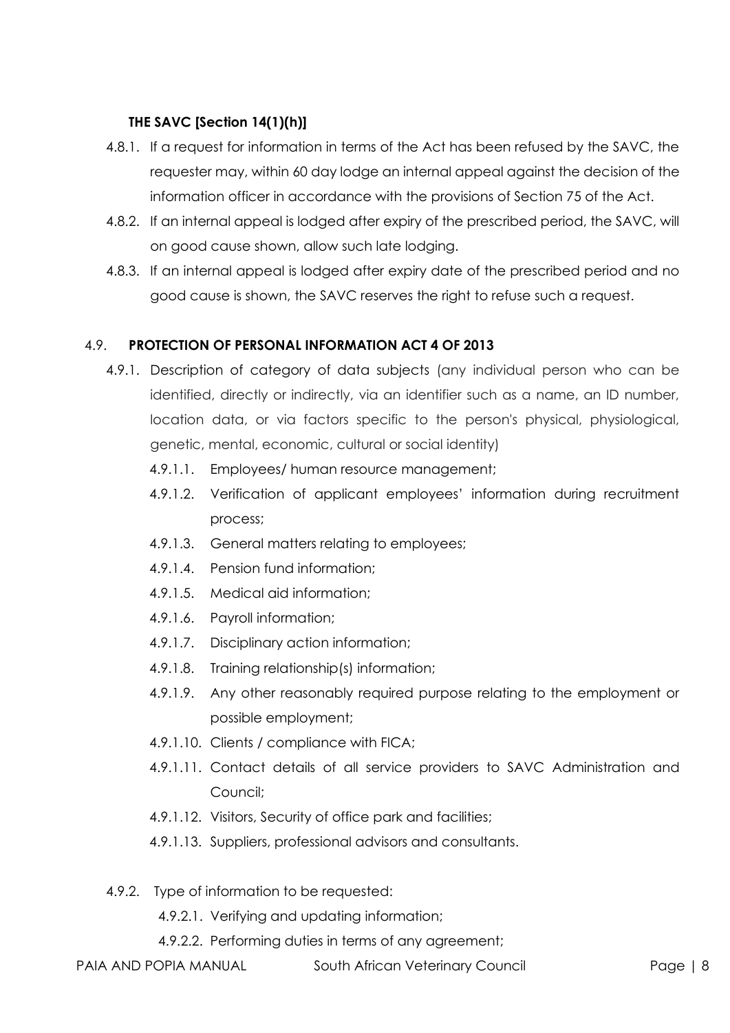**THE SAVC [Section 14(1)(h)]**

4.8.1. If a request for information in terms of the Act has been refused by the SAVC, the requester may, within 60 day lodge an internal appeal against the decision of the information officer in accordance with the provisions of Section 75 of the Act.

4.8.2. If an internal appeal is lodged after expiry of the prescribed period, the SAVC, will on good cause shown, allow such late lodging.

4.8.3. If an internal appeal is lodged after expiry date of the prescribed period and no good cause is shown, the SAVC reserves the right to refuse such a request.

4.9. **PROTECTION OF PERSONAL INFORMATION ACT 4 OF 2013**

4.9.1. Description of category of data subjects (any individual person who can be identified, directly or indirectly, via an identifier such as a name, an ID number, location data, or via factors specific to the person's physical, physiological, genetic, mental, economic, cultural or social identity)

4.9.1.1. Employees/ human resource management;

4.9.1.2. Verification of applicant employees' information during recruitment process;

4.9.1.3. General matters relating to employees;

4.9.1.4. Pension fund information;

4.9.1.5. Medical aid information;

4.9.1.6. Payroll information;

4.9.1.7. Disciplinary action information;

4.9.1.8. Training relationship(s) information;

4.9.1.9. Any other reasonably required purpose relating to the employment or possible employment;

4.9.1.10. Clients / compliance with FICA;

4.9.1.11. Contact details of all service providers to SAVC Administration and Council;

4.9.1.12. Visitors, Security of office park and facilities;

4.9.1.13. Suppliers, professional advisors and consultants.

4.9.2. Type of information to be requested:

4.9.2.1. Verifying and updating information;

4.9.2.2. Performing duties in terms of any agreement;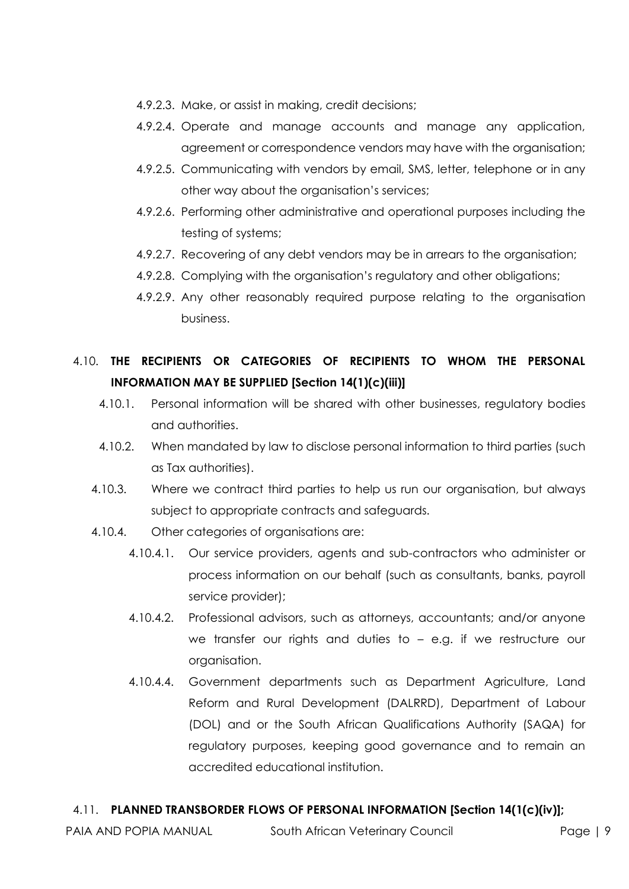4.9.2.3. Make, or assist in making, credit decisions;

4.9.2.4. Operate and manage accounts and manage any application, agreement or correspondence vendors may have with the organisation;

4.9.2.5. Communicating with vendors by email, SMS, letter, telephone or in any other way about the organisation's services;

4.9.2.6. Performing other administrative and operational purposes including the testing of systems;

4.9.2.7. Recovering of any debt vendors may be in arrears to the organisation;

4.9.2.8. Complying with the organisation's regulatory and other obligations;

4.9.2.9. Any other reasonably required purpose relating to the organisation business.

## 4.10. THE RECIPIENTS OR CATEGORIES OF RECIPIENTS TO WHOM THE PERSONAL INFORMATION MAY BE SUPPLIED [Section 14(1)(c)(iii)]

4.10.1. Personal information will be shared with other businesses, regulatory bodies and authorities.

4.10.2. When mandated by law to disclose personal information to third parties (such as Tax authorities).

4.10.3. Where we contract third parties to help us run our organisation, but always subject to appropriate contracts and safeguards.

4.10.4. Other categories of organisations are:

4.10.4.1. Our service providers, agents and sub-contractors who administer or process information on our behalf (such as consultants, banks, payroll service provider);

4.10.4.2. Professional advisors, such as attorneys, accountants; and/or anyone we transfer our rights and duties to – e.g. if we restructure our organisation.

4.10.4.4. Government departments such as Department Agriculture, Land Reform and Rural Development (DALRRD), Department of Labour (DOL) and or the South African Qualifications Authority (SAQA) for regulatory purposes, keeping good governance and to remain an accredited educational institution.

## 4.11. PLANNED TRANSBORDER FLOWS OF PERSONAL INFORMATION [Section 14(1(c)(iv)];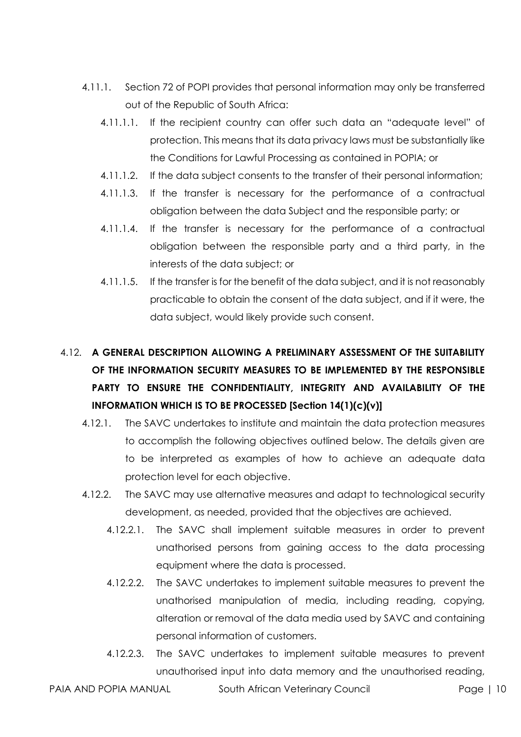4.11.1. Section 72 of POPI provides that personal information may only be transferred out of the Republic of South Africa:

4.11.1.1. If the recipient country can offer such data an "adequate level" of protection. This means that its data privacy laws must be substantially like the Conditions for Lawful Processing as contained in POPIA; or

4.11.1.2. If the data subject consents to the transfer of their personal information;

4.11.1.3. If the transfer is necessary for the performance of a contractual obligation between the data Subject and the responsible party; or

4.11.1.4. If the transfer is necessary for the performance of a contractual obligation between the responsible party and a third party, in the interests of the data subject; or

4.11.1.5. If the transfer is for the benefit of the data subject, and it is not reasonably practicable to obtain the consent of the data subject, and if it were, the data subject, would likely provide such consent.

## 4.12. A GENERAL DESCRIPTION ALLOWING A PRELIMINARY ASSESSMENT OF THE SUITABILITY OF THE INFORMATION SECURITY MEASURES TO BE IMPLEMENTED BY THE RESPONSIBLE PARTY TO ENSURE THE CONFIDENTIALITY, INTEGRITY AND AVAILABILITY OF THE INFORMATION WHICH IS TO BE PROCESSED [Section 14(1)(c)(v)]

4.12.1. The SAVC undertakes to institute and maintain the data protection measures to accomplish the following objectives outlined below. The details given are to be interpreted as examples of how to achieve an adequate data protection level for each objective.

4.12.2. The SAVC may use alternative measures and adapt to technological security development, as needed, provided that the objectives are achieved.

4.12.2.1. The SAVC shall implement suitable measures in order to prevent unathorised persons from gaining access to the data processing equipment where the data is processed.

4.12.2.2. The SAVC undertakes to implement suitable measures to prevent the unathorised manipulation of media, including reading, copying, alteration or removal of the data media used by SAVC and containing personal information of customers.

4.12.2.3. The SAVC undertakes to implement suitable measures to prevent unauthorised input into data memory and the unauthorised reading,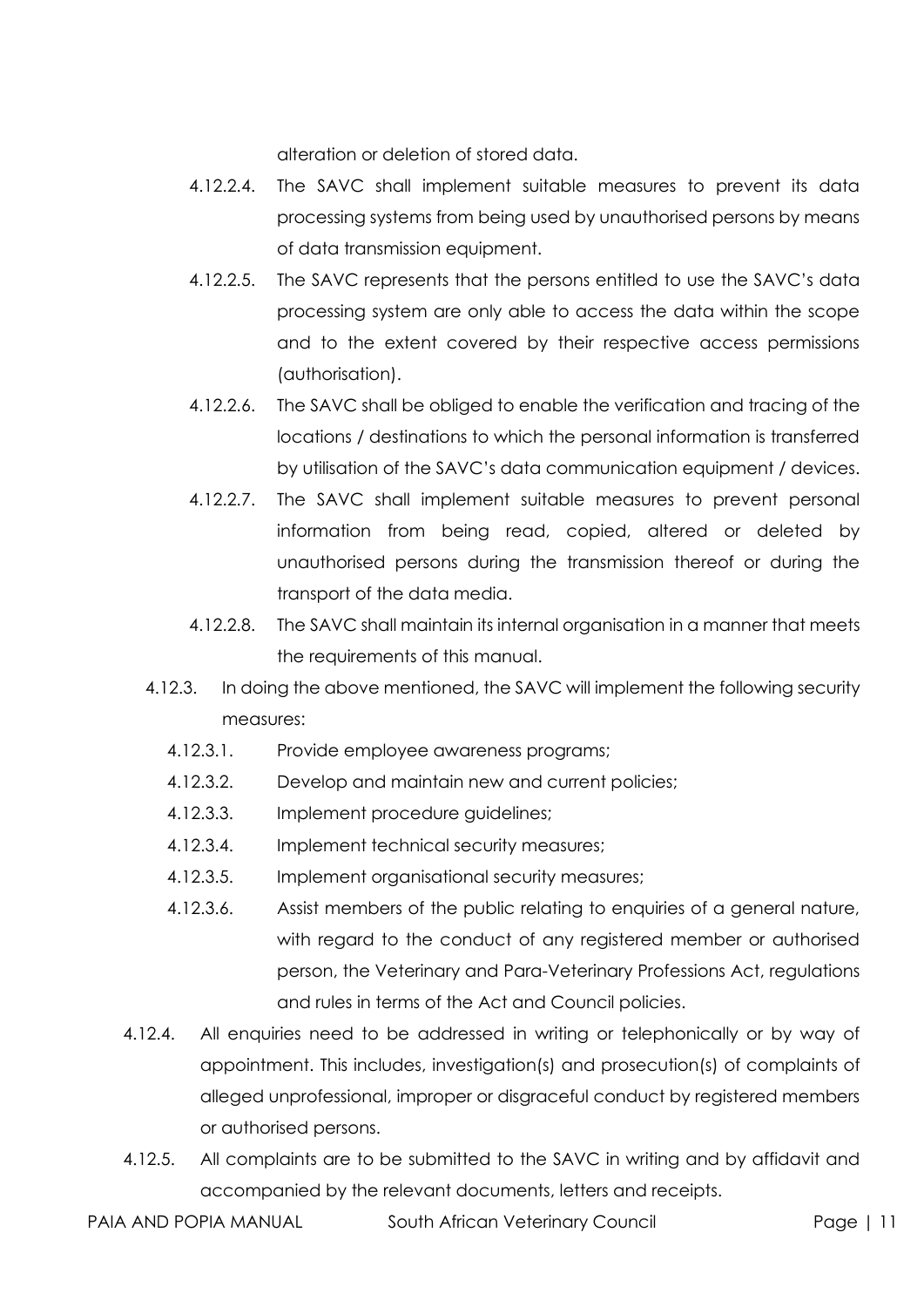alteration or deletion of stored data.

4.12.2.4. The SAVC shall implement suitable measures to prevent its data processing systems from being used by unauthorised persons by means of data transmission equipment.

4.12.2.5. The SAVC represents that the persons entitled to use the SAVC's data processing system are only able to access the data within the scope and to the extent covered by their respective access permissions (authorisation).

4.12.2.6. The SAVC shall be obliged to enable the verification and tracing of the locations / destinations to which the personal information is transferred by utilisation of the SAVC's data communication equipment / devices.

4.12.2.7. The SAVC shall implement suitable measures to prevent personal information from being read, copied, altered or deleted by unauthorised persons during the transmission thereof or during the transport of the data media.

4.12.2.8. The SAVC shall maintain its internal organisation in a manner that meets the requirements of this manual.

4.12.3. In doing the above mentioned, the SAVC will implement the following security measures:

4.12.3.1. Provide employee awareness programs;

4.12.3.2. Develop and maintain new and current policies;

4.12.3.3. Implement procedure guidelines;

4.12.3.4. Implement technical security measures;

4.12.3.5. Implement organisational security measures;

4.12.3.6. Assist members of the public relating to enquiries of a general nature, with regard to the conduct of any registered member or authorised person, the Veterinary and Para-Veterinary Professions Act, regulations and rules in terms of the Act and Council policies.

4.12.4. All enquiries need to be addressed in writing or telephonically or by way of appointment. This includes, investigation(s) and prosecution(s) of complaints of alleged unprofessional, improper or disgraceful conduct by registered members or authorised persons.

4.12.5. All complaints are to be submitted to the SAVC in writing and by affidavit and accompanied by the relevant documents, letters and receipts.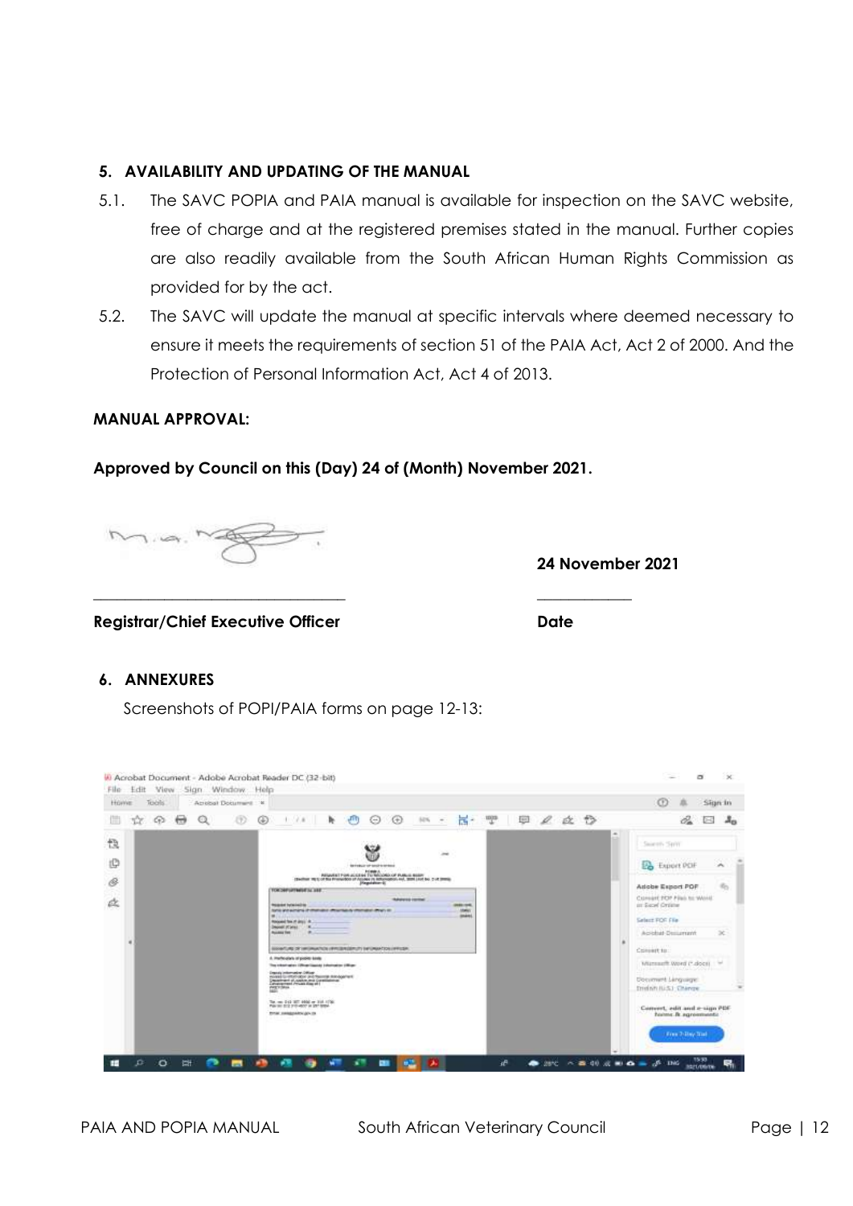## 5. AVAILABILITY AND UPDATING OF THE MANUAL

5.1. The SAVC POPIA and PAIA manual is available for inspection on the SAVC website, free of charge and at the registered premises stated in the manual. Further copies are also readily available from the South African Human Rights Commission as provided for by the act.

5.2. The SAVC will update the manual at specific intervals where deemed necessary to ensure it meets the requirements of section 51 of the PAIA Act, Act 2 of 2000. And the Protection of Personal Information Act, Act 4 of 2013.

**MANUAL APPROVAL:**

**Approved by Council on this (Day) 24 of (Month) November 2021.**

| | |
|---|---|
| ______________________________ | **24 November 2021** ____________ |
| **Registrar/Chief Executive Officer** | **Date** |

## 6. ANNEXURES

Screenshots of POPI/PAIA forms on page 12-13: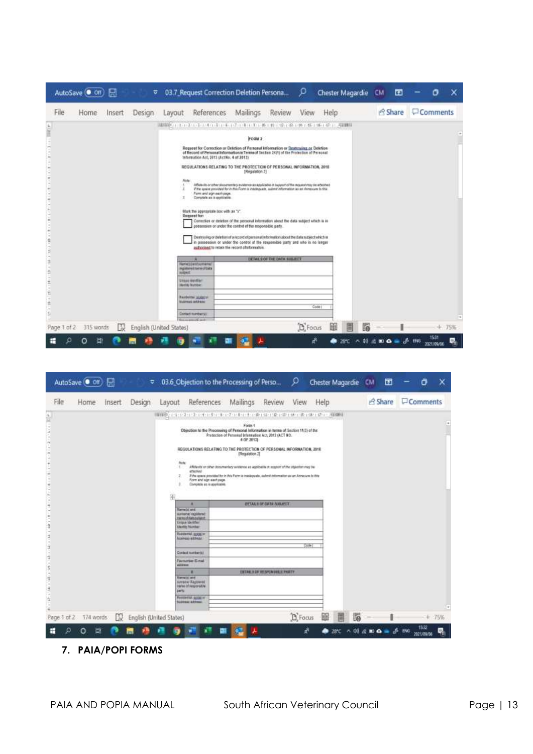## 7. PAIA/POPI FORMS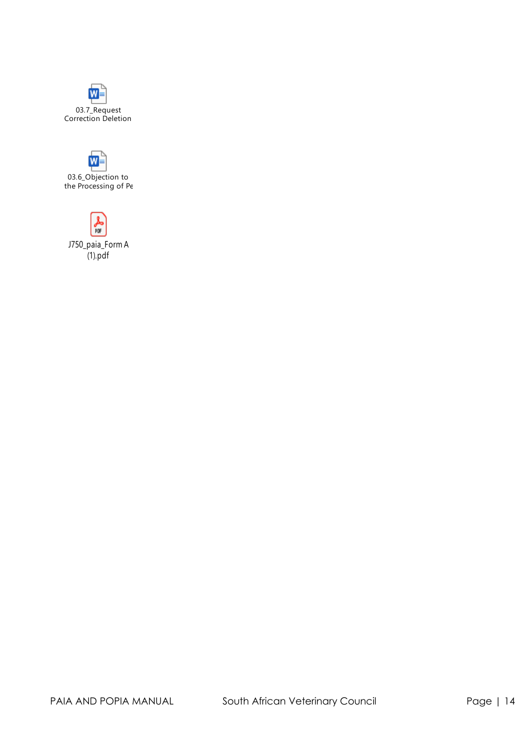03.7_Request Correction Deletion

03.6_Objection to the Processing of Pe

J750_paia_Form A (1).pdf